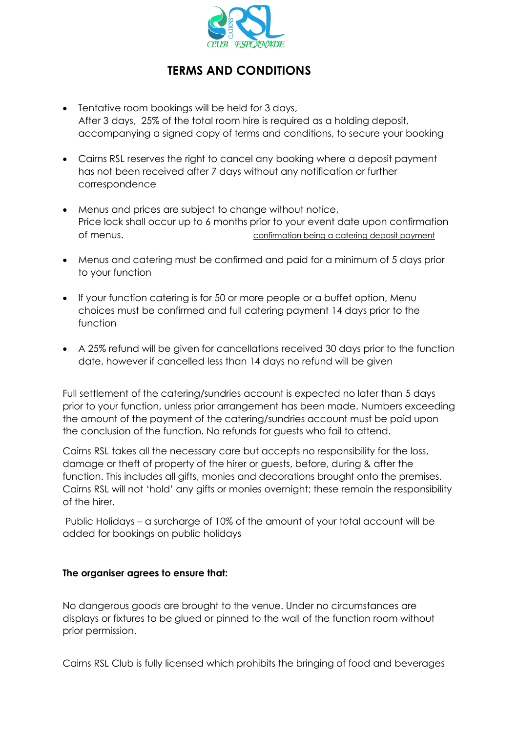# TERMS AND CONDITIONS

- Tentative room bookings will be held for 3 days,
  After 3 days, 25% of the total room hire is required as a holding deposit, accompanying a signed copy of terms and conditions, to secure your booking

- Cairns RSL reserves the right to cancel any booking where a deposit payment has not been received after 7 days without any notification or further correspondence

- Menus and prices are subject to change without notice,
  Price lock shall occur up to 6 months prior to your event date upon confirmation of menus. <u>confirmation being a catering deposit payment</u>

- Menus and catering must be confirmed and paid for a minimum of 5 days prior to your function

- If your function catering is for 50 or more people or a buffet option, Menu choices must be confirmed and full catering payment 14 days prior to the function

- A 25% refund will be given for cancellations received 30 days prior to the function date, however if cancelled less than 14 days no refund will be given

Full settlement of the catering/sundries account is expected no later than 5 days prior to your function, unless prior arrangement has been made. Numbers exceeding the amount of the payment of the catering/sundries account must be paid upon the conclusion of the function. No refunds for guests who fail to attend.

Cairns RSL takes all the necessary care but accepts no responsibility for the loss, damage or theft of property of the hirer or guests, before, during & after the function. This includes all gifts, monies and decorations brought onto the premises. Cairns RSL will not 'hold' any gifts or monies overnight; these remain the responsibility of the hirer.

Public Holidays – a surcharge of 10% of the amount of your total account will be added for bookings on public holidays

**The organiser agrees to ensure that:**

No dangerous goods are brought to the venue. Under no circumstances are displays or fixtures to be glued or pinned to the wall of the function room without prior permission.

Cairns RSL Club is fully licensed which prohibits the bringing of food and beverages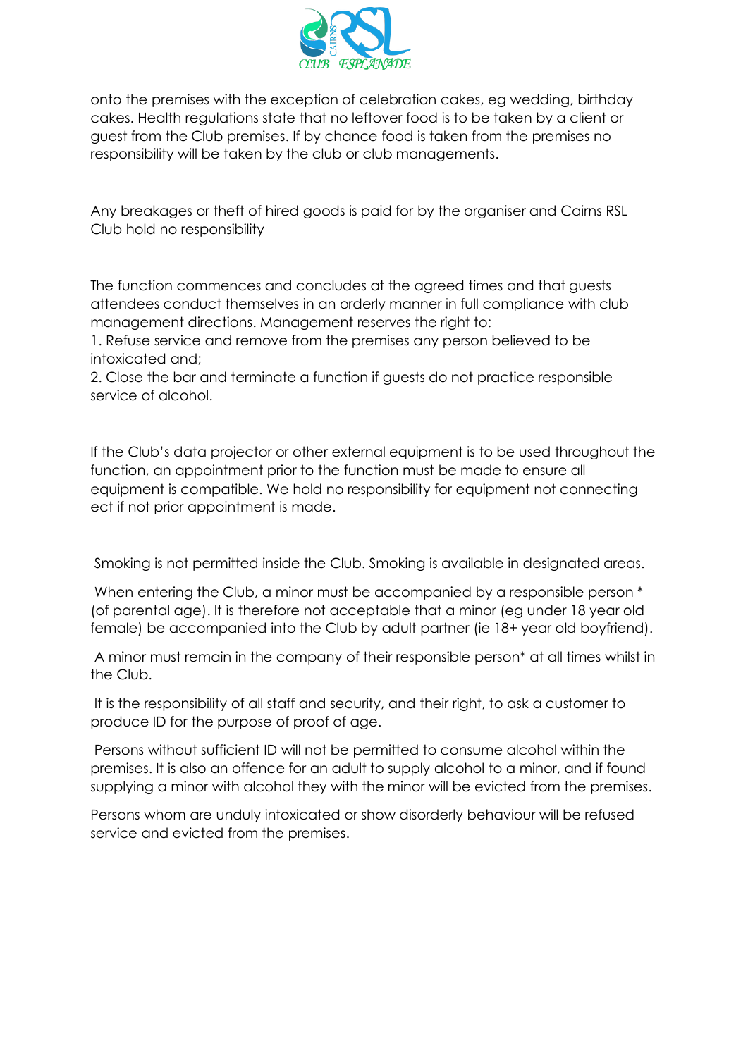onto the premises with the exception of celebration cakes, eg wedding, birthday cakes. Health regulations state that no leftover food is to be taken by a client or guest from the Club premises. If by chance food is taken from the premises no responsibility will be taken by the club or club managements.

Any breakages or theft of hired goods is paid for by the organiser and Cairns RSL Club hold no responsibility

The function commences and concludes at the agreed times and that guests attendees conduct themselves in an orderly manner in full compliance with club management directions. Management reserves the right to:

1. Refuse service and remove from the premises any person believed to be intoxicated and;
2. Close the bar and terminate a function if guests do not practice responsible service of alcohol.

If the Club's data projector or other external equipment is to be used throughout the function, an appointment prior to the function must be made to ensure all equipment is compatible. We hold no responsibility for equipment not connecting ect if not prior appointment is made.

Smoking is not permitted inside the Club. Smoking is available in designated areas.

When entering the Club, a minor must be accompanied by a responsible person * (of parental age). It is therefore not acceptable that a minor (eg under 18 year old female) be accompanied into the Club by adult partner (ie 18+ year old boyfriend).

A minor must remain in the company of their responsible person* at all times whilst in the Club.

It is the responsibility of all staff and security, and their right, to ask a customer to produce ID for the purpose of proof of age.

Persons without sufficient ID will not be permitted to consume alcohol within the premises. It is also an offence for an adult to supply alcohol to a minor, and if found supplying a minor with alcohol they with the minor will be evicted from the premises.

Persons whom are unduly intoxicated or show disorderly behaviour will be refused service and evicted from the premises.